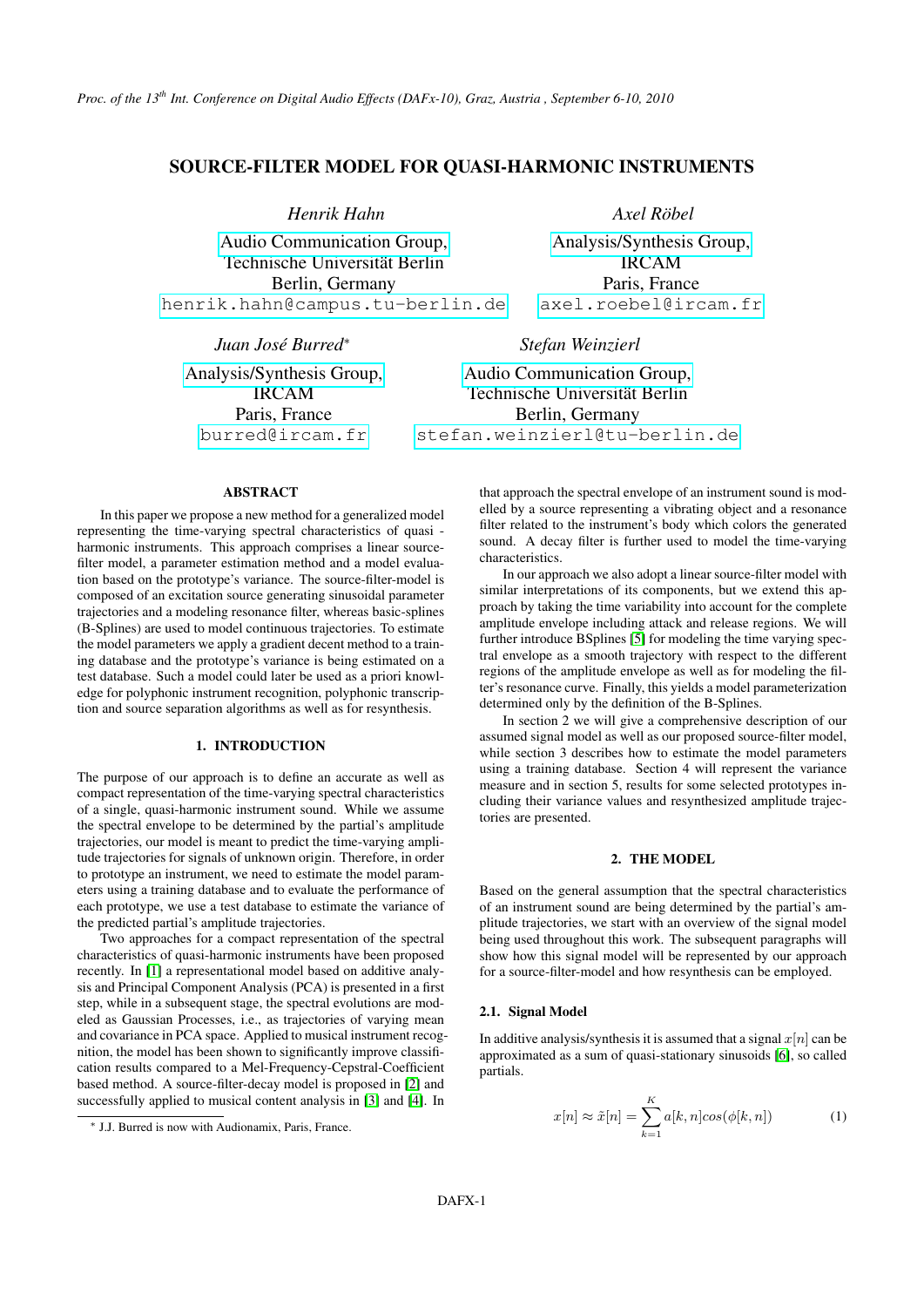# SOURCE-FILTER MODEL FOR QUASI-HARMONIC INSTRUMENTS

*Henrik Hahn*

Audio Communication Group,
Technische Universität Berlin
Berlin, Germany
henrik.hahn@campus.tu-berlin.de

*Axel Röbel*

Analysis/Synthesis Group,
IRCAM
Paris, France
axel.roebel@ircam.fr

*Juan José Burred*[*]

Analysis/Synthesis Group,
IRCAM
Paris, France
burred@ircam.fr

*Stefan Weinzierl*

Audio Communication Group,
Technische Universität Berlin
Berlin, Germany
stefan.weinzierl@tu-berlin.de

## ABSTRACT

In this paper we propose a new method for a generalized model representing the time-varying spectral characteristics of quasi - harmonic instruments. This approach comprises a linear source-filter model, a parameter estimation method and a model evaluation based on the prototype's variance. The source-filter-model is composed of an excitation source generating sinusoidal parameter trajectories and a modeling resonance filter, whereas basic-splines (B-Splines) are used to model continuous trajectories. To estimate the model parameters we apply a gradient decent method to a training database and the prototype's variance is being estimated on a test database. Such a model could later be used as a priori knowledge for polyphonic instrument recognition, polyphonic transcription and source separation algorithms as well as for resynthesis.

## 1. INTRODUCTION

The purpose of our approach is to define an accurate as well as compact representation of the time-varying spectral characteristics of a single, quasi-harmonic instrument sound. While we assume the spectral envelope to be determined by the partial's amplitude trajectories, our model is meant to predict the time-varying amplitude trajectories for signals of unknown origin. Therefore, in order to prototype an instrument, we need to estimate the model parameters using a training database and to evaluate the performance of each prototype, we use a test database to estimate the variance of the predicted partial's amplitude trajectories.

Two approaches for a compact representation of the spectral characteristics of quasi-harmonic instruments have been proposed recently. In [1] a representational model based on additive analysis and Principal Component Analysis (PCA) is presented in a first step, while in a subsequent stage, the spectral evolutions are modeled as Gaussian Processes, i.e., as trajectories of varying mean and covariance in PCA space. Applied to musical instrument recognition, the model has been shown to significantly improve classification results compared to a Mel-Frequency-Cepstral-Coefficient based method. A source-filter-decay model is proposed in [2] and successfully applied to musical content analysis in [3] and [4]. In that approach the spectral envelope of an instrument sound is modelled by a source representing a vibrating object and a resonance filter related to the instrument's body which colors the generated sound. A decay filter is further used to model the time-varying characteristics.

In our approach we also adopt a linear source-filter model with similar interpretations of its components, but we extend this approach by taking the time variability into account for the complete amplitude envelope including attack and release regions. We will further introduce BSplines [5] for modeling the time varying spectral envelope as a smooth trajectory with respect to the different regions of the amplitude envelope as well as for modeling the filter's resonance curve. Finally, this yields a model parameterization determined only by the definition of the B-Splines.

In section 2 we will give a comprehensive description of our assumed signal model as well as our proposed source-filter model, while section 3 describes how to estimate the model parameters using a training database. Section 4 will represent the variance measure and in section 5, results for some selected prototypes including their variance values and resynthesized amplitude trajectories are presented.

## 2. THE MODEL

Based on the general assumption that the spectral characteristics of an instrument sound are being determined by the partial's amplitude trajectories, we start with an overview of the signal model being used throughout this work. The subsequent paragraphs will show how this signal model will be represented by our approach for a source-filter-model and how resynthesis can be employed.

### 2.1. Signal Model

In additive analysis/synthesis it is assumed that a signal $x[n]$ can be approximated as a sum of quasi-stationary sinusoids [6], so called partials.

$$x[n] \approx \tilde{x}[n] = \sum_{k=1}^{K} a[k, n] cos(\phi[k, n]) \tag{1}$$

[*] J.J. Burred is now with Audionamix, Paris, France.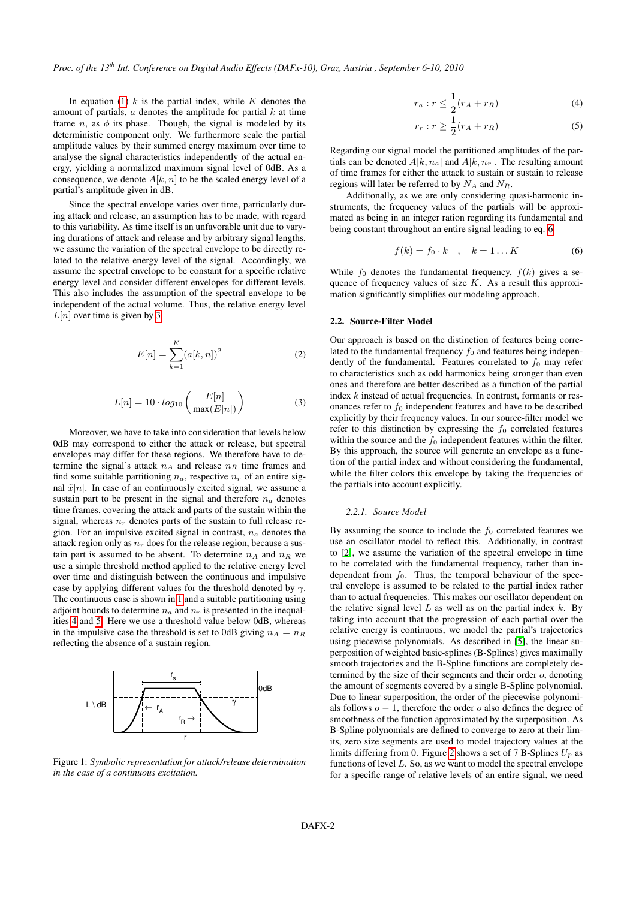In equation (1) $k$ is the partial index, while $K$ denotes the amount of partials, $a$ denotes the amplitude for partial $k$ at time frame $n$, as $\phi$ its phase. Though, the signal is modeled by its deterministic component only. We furthermore scale the partial amplitude values by their summed energy maximum over time to analyse the signal characteristics independently of the actual energy, yielding a normalized maximum signal level of 0dB. As a consequence, we denote $A[k, n]$ to be the scaled energy level of a partial's amplitude given in dB.

Since the spectral envelope varies over time, particularly during attack and release, an assumption has to be made, with regard to this variability. As time itself is an unfavorable unit due to varying durations of attack and release and by arbitrary signal lengths, we assume the variation of the spectral envelope to be directly related to the relative energy level of the signal. Accordingly, we assume the spectral envelope to be constant for a specific relative energy level and consider different envelopes for different levels. This also includes the assumption of the spectral envelope to be independent of the actual volume. Thus, the relative energy level $L[n]$ over time is given by 3.

$$E[n] = \sum_{k=1}^{K} (a[k, n])^2 \tag{2}$$

$$L[n] = 10 \cdot log_{10} \left( \frac{E[n]}{\max(E[n])} \right) \tag{3}$$

Moreover, we have to take into consideration that levels below 0dB may correspond to either the attack or release, but spectral envelopes may differ for these regions. We therefore have to determine the signal's attack $n_A$ and release $n_R$ time frames and find some suitable partitioning $n_a$, respective $n_r$ of an entire signal $\tilde{x}[n]$. In case of an continuously excited signal, we assume a sustain part to be present in the signal and therefore $n_a$ denotes time frames, covering the attack and parts of the sustain within the signal, whereas $n_r$ denotes parts of the sustain to full release region. For an impulsive excited signal in contrast, $n_a$ denotes the attack region only as $n_r$ does for the release region, because a sustain part is assumed to be absent. To determine $n_A$ and $n_R$ we use a simple threshold method applied to the relative energy level over time and distinguish between the continuous and impulsive case by applying different values for the threshold denoted by $\gamma$. The continuous case is shown in 1 and a suitable partitioning using adjoint bounds to determine $n_a$ and $n_r$ is presented in the inequalities 4 and 5. Here we use a threshold value below 0dB, whereas in the impulsive case the threshold is set to 0dB giving $n_A = n_R$ reflecting the absence of a sustain region.

Figure 1: *Symbolic representation for attack/release determination in the case of a continuous excitation.*

$$r_a : r \leq \frac{1}{2}(r_A + r_R) \tag{4}$$

$$r_r : r \geq \frac{1}{2}(r_A + r_R) \tag{5}$$

Regarding our signal model the partitioned amplitudes of the partials can be denoted $A[k, n_a]$ and $A[k, n_r]$. The resulting amount of time frames for either the attack to sustain or sustain to release regions will later be referred to by $N_A$ and $N_R$.

Additionally, as we are only considering quasi-harmonic instruments, the frequency values of the partials will be approximated as being in an integer ration regarding its fundamental and being constant throughout an entire signal leading to eq. 6.

$$f(k) = f_0 \cdot k \quad , \quad k = 1 \ldots K \tag{6}$$

While $f_0$ denotes the fundamental frequency, $f(k)$ gives a sequence of frequency values of size $K$. As a result this approximation significantly simplifies our modeling approach.

### 2.2. Source-Filter Model

Our approach is based on the distinction of features being correlated to the fundamental frequency $f_0$ and features being independently of the fundamental. Features correlated to $f_0$ may refer to characteristics such as odd harmonics being stronger than even ones and therefore are better described as a function of the partial index $k$ instead of actual frequencies. In contrast, formants or resonances refer to $f_0$ independent features and have to be described explicitly by their frequency values. In our source-filter model we refer to this distinction by expressing the $f_0$ correlated features within the source and the $f_0$ independent features within the filter. By this approach, the source will generate an envelope as a function of the partial index and without considering the fundamental, while the filter colors this envelope by taking the frequencies of the partials into account explicitly.

#### 2.2.1. *Source Model*

By assuming the source to include the $f_0$ correlated features we use an oscillator model to reflect this. Additionally, in contrast to [2], we assume the variation of the spectral envelope in time to be correlated with the fundamental frequency, rather than independent from $f_0$. Thus, the temporal behaviour of the spectral envelope is assumed to be related to the partial index rather than to actual frequencies. This makes our oscillator dependent on the relative signal level $L$ as well as on the partial index $k$. By taking into account that the progression of each partial over the relative energy is continuous, we model the partial's trajectories using piecewise polynomials. As described in [5], the linear superposition of weighted basic-splines (B-Splines) gives maximally smooth trajectories and the B-Spline functions are completely determined by the size of their segments and their order $o$, denoting the amount of segments covered by a single B-Spline polynomial. Due to linear superposition, the order of the piecewise polynomials follows $o - 1$, therefore the order $o$ also defines the degree of smoothness of the function approximated by the superposition. As B-Spline polynomials are defined to converge to zero at their limits, zero size segments are used to model trajectory values at the limits differing from 0. Figure 2 shows a set of 7 B-Splines $U_p$ as functions of level $L$. So, as we want to model the spectral envelope for a specific range of relative levels of an entire signal, we need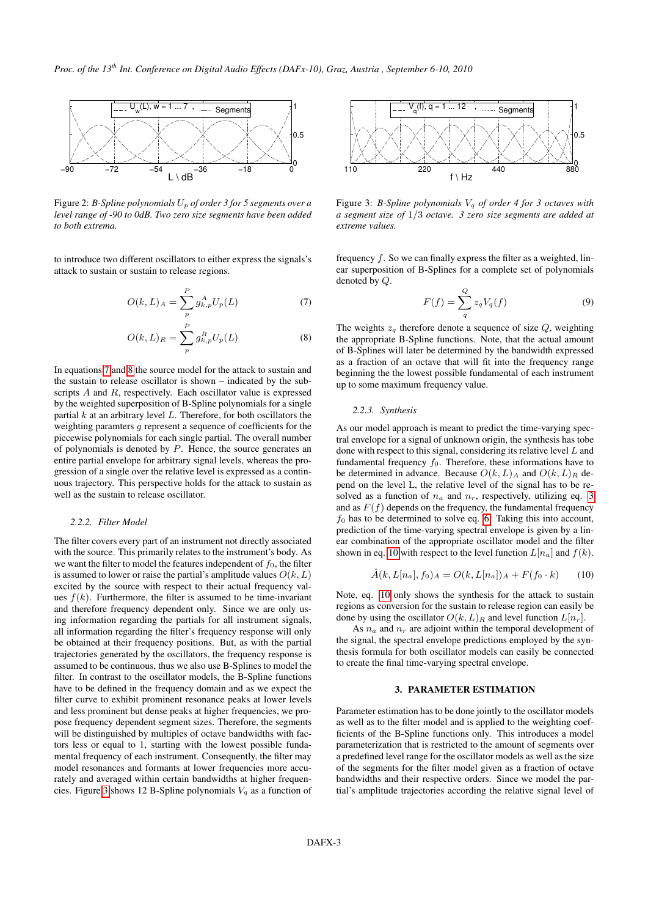Figure 2: *B-Spline polynomials $U_p$ of order 3 for 5 segments over a level range of -90 to 0dB. Two zero size segments have been added to both extrema.*

Figure 3: *B-Spline polynomials $V_q$ of order 4 for 3 octaves with a segment size of $1/3$ octave. 3 zero size segments are added at extreme values.*

to introduce two different oscillators to either express the signals's attack to sustain or sustain to release regions.

$$O(k, L)_A = \sum_{p}^{P} g_{k,p}^{A} U_p(L) \tag{7}$$

$$O(k, L)_R = \sum_{p}^{P} g_{k,p}^{R} U_p(L) \tag{8}$$

In equations 7 and 8 the source model for the attack to sustain and the sustain to release oscillator is shown – indicated by the subscripts $A$ and $R$, respectively. Each oscillator value is expressed by the weighted superposition of B-Spline polynomials for a single partial $k$ at an arbitrary level $L$. Therefore, for both oscillators the weighting paramters $g$ represent a sequence of coefficients for the piecewise polynomials for each single partial. The overall number of polynomials is denoted by $P$. Hence, the source generates an entire partial envelope for arbitrary signal levels, whereas the progression of a single over the relative level is expressed as a continuous trajectory. This perspective holds for the attack to sustain as well as the sustain to release oscillator.

### 2.2.2. Filter Model

The filter covers every part of an instrument not directly associated with the source. This primarily relates to the instrument's body. As we want the filter to model the features independent of $f_0$, the filter is assumed to lower or raise the partial's amplitude values $O(k, L)$ excited by the source with respect to their actual frequency values $f(k)$. Furthermore, the filter is assumed to be time-invariant and therefore frequency dependent only. Since we are only using information regarding the partials for all instrument signals, all information regarding the filter's frequency response will only be obtained at their frequency positions. But, as with the partial trajectories generated by the oscillators, the frequency response is assumed to be continuous, thus we also use B-Splines to model the filter. In contrast to the oscillator models, the B-Spline functions have to be defined in the frequency domain and as we expect the filter curve to exhibit prominent resonance peaks at lower levels and less prominent but dense peaks at higher frequencies, we propose frequency dependent segment sizes. Therefore, the segments will be distinguished by multiples of octave bandwidths with factors less or equal to 1, starting with the lowest possible fundamental frequency of each instrument. Consequently, the filter may model resonances and formants at lower frequencies more accurately and averaged within certain bandwidths at higher frequencies. Figure 3 shows 12 B-Spline polynomials $V_q$ as a function of frequency $f$. So we can finally express the filter as a weighted, linear superposition of B-Splines for a complete set of polynomials denoted by $Q$.

$$F(f) = \sum_{q}^{Q} z_q V_q(f) \tag{9}$$

The weights $z_q$ therefore denote a sequence of size $Q$, weighting the appropriate B-Spline functions. Note, that the actual amount of B-Splines will later be determined by the bandwidth expressed as a fraction of an octave that will fit into the frequency range beginning the the lowest possible fundamental of each instrument up to some maximum frequency value.

### 2.2.3. Synthesis

As our model approach is meant to predict the time-varying spectral envelope for a signal of unknown origin, the synthesis has tobe done with respect to this signal, considering its relative level $L$ and fundamental frequency $f_0$. Therefore, these informations have to be determined in advance. Because $O(k, L)_A$ and $O(k, L)_R$ depend on the level L, the relative level of the signal has to be resolved as a function of $n_a$ and $n_r$, respectively, utilizing eq. 3 and as $F(f)$ depends on the frequency, the fundamental frequency $f_0$ has to be determined to solve eq. 6. Taking this into account, prediction of the time-varying spectral envelope is given by a linear combination of the appropriate oscillator model and the filter shown in eq. 10 with respect to the level function $L[n_a]$ and $f(k)$.

$$\hat{A}(k, L[n_a], f_0)_A = O(k, L[n_a])_A + F(f_0 \cdot k) \tag{10}$$

Note, eq. 10 only shows the synthesis for the attack to sustain regions as conversion for the sustain to release region can easily be done by using the oscillator $O(k, L)_R$ and level function $L[n_r]$.

As $n_a$ and $n_r$ are adjoint within the temporal development of the signal, the spectral envelope predictions employed by the synthesis formula for both oscillator models can easily be connected to create the final time-varying spectral envelope.

## 3. PARAMETER ESTIMATION

Parameter estimation has to be done jointly to the oscillator models as well as to the filter model and is applied to the weighting coefficients of the B-Spline functions only. This introduces a model parameterization that is restricted to the amount of segments over a predefined level range for the oscillator models as well as the size of the segments for the filter model given as a fraction of octave bandwidths and their respective orders. Since we model the partial's amplitude trajectories according the relative signal level of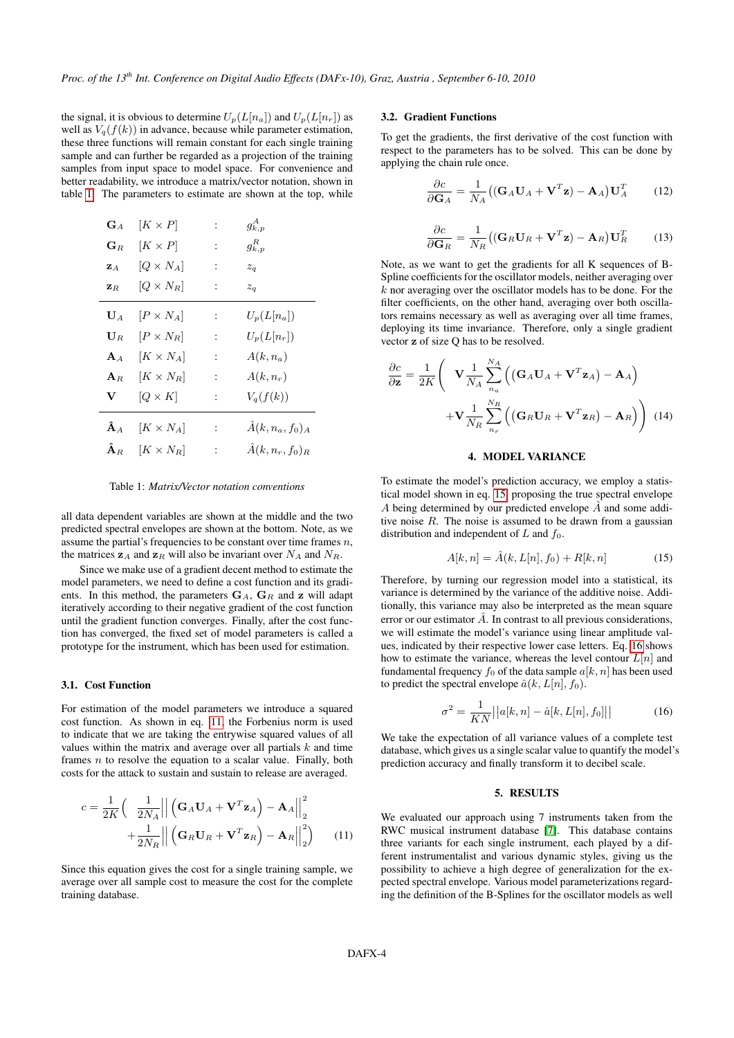the signal, it is obvious to determine $U_p(L[n_a])$ and $U_p(L[n_r])$ as well as $V_q(f(k))$ in advance, because while parameter estimation, these three functions will remain constant for each single training sample and can further be regarded as a projection of the training samples from input space to model space. For convenience and better readability, we introduce a matrix/vector notation, shown in table 1. The parameters to estimate are shown at the top, while all data dependent variables are shown at the middle and the two predicted spectral envelopes are shown at the bottom. Note, as we assume the partial's frequencies to be constant over time frames $n$, the matrices $\mathbf{z}_A$ and $\mathbf{z}_R$ will also be invariant over $N_A$ and $N_R$.

| | | | |
|---|---|---|---|
| $\mathbf{G}_A$ | $[K \times P]$ | : | $g^A_{k,p}$ |
| $\mathbf{G}_R$ | $[K \times P]$ | : | $g^R_{k,p}$ |
| $\mathbf{z}_A$ | $[Q \times N_A]$ | : | $z_q$ |
| $\mathbf{z}_R$ | $[Q \times N_R]$ | : | $z_q$ |
| $\mathbf{U}_A$ | $[P \times N_A]$ | : | $U_p(L[n_a])$ |
| $\mathbf{U}_R$ | $[P \times N_R]$ | : | $U_p(L[n_r])$ |
| $\mathbf{A}_A$ | $[K \times N_A]$ | : | $A(k, n_a)$ |
| $\mathbf{A}_R$ | $[K \times N_R]$ | : | $A(k, n_r)$ |
| $\mathbf{V}$ | $[Q \times K]$ | : | $V_q(f(k))$ |
| $\hat{\mathbf{A}}_A$ | $[K \times N_A]$ | : | $\hat{A}(k, n_a, f_0)_A$ |
| $\hat{\mathbf{A}}_R$ | $[K \times N_R]$ | : | $\hat{A}(k, n_r, f_0)_R$ |

Table 1: *Matrix/Vector notation conventions*

Since we make use of a gradient decent method to estimate the model parameters, we need to define a cost function and its gradients. In this method, the parameters $\mathbf{G}_A$, $\mathbf{G}_R$ and $\mathbf{z}$ will adapt iteratively according to their negative gradient of the cost function until the gradient function converges. Finally, after the cost function has converged, the fixed set of model parameters is called a prototype for the instrument, which has been used for estimation.

### 3.1. Cost Function

For estimation of the model parameters we introduce a squared cost function. As shown in eq. 11, the Forbenius norm is used to indicate that we are taking the entrywise squared values of all values within the matrix and average over all partials $k$ and time frames $n$ to resolve the equation to a scalar value. Finally, both costs for the attack to sustain and sustain to release are averaged.

$$c = \frac{1}{2K}\Big( \frac{1}{2N_A}\Big|\Big|\left(\mathbf{G}_A\mathbf{U}_A + \mathbf{V}^T\mathbf{z}_A\right) - \mathbf{A}_A\Big|\Big|_2^2 + \frac{1}{2N_R}\Big|\Big|\left(\mathbf{G}_R\mathbf{U}_R + \mathbf{V}^T\mathbf{z}_R\right) - \mathbf{A}_R\Big|\Big|_2^2\Big) \quad (11)$$

Since this equation gives the cost for a single training sample, we average over all sample cost to measure the cost for the complete training database.

### 3.2. Gradient Functions

To get the gradients, the first derivative of the cost function with respect to the parameters has to be solved. This can be done by applying the chain rule once.

$$\frac{\partial c}{\partial \mathbf{G}_A} = \frac{1}{N_A}\left((\mathbf{G}_A\mathbf{U}_A + \mathbf{V}^T\mathbf{z}) - \mathbf{A}_A\right)\mathbf{U}_A^T \quad (12)$$

$$\frac{\partial c}{\partial \mathbf{G}_R} = \frac{1}{N_R}\left((\mathbf{G}_R\mathbf{U}_R + \mathbf{V}^T\mathbf{z}) - \mathbf{A}_R\right)\mathbf{U}_R^T \quad (13)$$

Note, as we want to get the gradients for all K sequences of B-Spline coefficients for the oscillator models, neither averaging over $k$ nor averaging over the oscillator models has to be done. For the filter coefficients, on the other hand, averaging over both oscillators remains necessary as well as averaging over all time frames, deploying its time invariance. Therefore, only a single gradient vector $\mathbf{z}$ of size Q has to be resolved.

$$\frac{\partial c}{\partial \mathbf{z}} = \frac{1}{2K}\left( \mathbf{V}\frac{1}{N_A}\sum_{n_a}^{N_A}\Big(\left(\mathbf{G}_A\mathbf{U}_A + \mathbf{V}^T\mathbf{z}_A\right) - \mathbf{A}_A\Big) + \mathbf{V}\frac{1}{N_R}\sum_{n_r}^{N_R}\Big(\left(\mathbf{G}_R\mathbf{U}_R + \mathbf{V}^T\mathbf{z}_R\right) - \mathbf{A}_R\Big)\right) \quad (14)$$

## 4. MODEL VARIANCE

To estimate the model's prediction accuracy, we employ a statistical model shown in eq. 15 proposing the true spectral envelope $A$ being determined by our predicted envelope $\hat{A}$ and some additive noise $R$. The noise is assumed to be drawn from a gaussian distribution and independent of $L$ and $f_0$.

$$A[k,n] = \hat{A}(k, L[n], f_0) + R[k,n] \quad (15)$$

Therefore, by turning our regression model into a statistical, its variance is determined by the variance of the additive noise. Additionally, this variance may also be interpreted as the mean square error or our estimator $\hat{A}$. In contrast to all previous considerations, we will estimate the model's variance using linear amplitude values, indicated by their respective lower case letters. Eq. 16 shows how to estimate the variance, whereas the level contour $L[n]$ and fundamental frequency $f_0$ of the data sample $a[k,n]$ has been used to predict the spectral envelope $\hat{a}(k, L[n], f_0)$.

$$\sigma^2 = \frac{1}{KN}\big|\big|a[k,n] - \hat{a}[k, L[n], f_0]\big|\big| \quad (16)$$

We take the expectation of all variance values of a complete test database, which gives us a single scalar value to quantify the model's prediction accuracy and finally transform it to decibel scale.

## 5. RESULTS

We evaluated our approach using 7 instruments taken from the RWC musical instrument database [7]. This database contains three variants for each single instrument, each played by a different instrumentalist and various dynamic styles, giving us the possibility to achieve a high degree of generalization for the expected spectral envelope. Various model parameterizations regarding the definition of the B-Splines for the oscillator models as well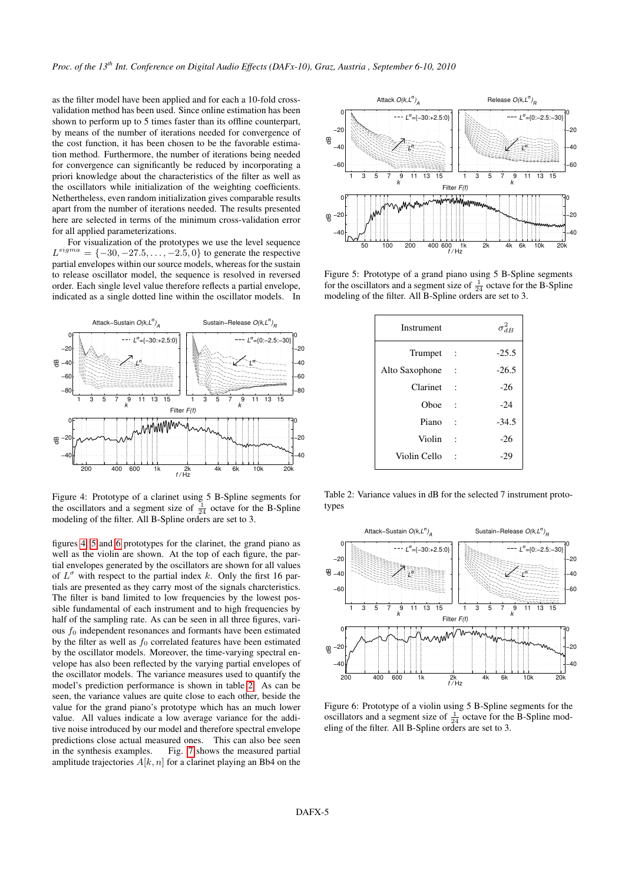as the filter model have been applied and for each a 10-fold cross-validation method has been used. Since online estimation has been shown to perform up to 5 times faster than its offline counterpart, by means of the number of iterations needed for convergence of the cost function, it has been chosen to be the favorable estimation method. Furthermore, the number of iterations being needed for convergence can significantly be reduced by incorporating a priori knowledge about the characteristics of the filter as well as the oscillators while initialization of the weighting coefficients. Nethertheless, even random initialization gives comparable results apart from the number of iterations needed. The results presented here are selected in terms of the minimum cross-validation error for all applied parameterizations.

For visualization of the prototypes we use the level sequence $L^{sigma} = \{-30, -27.5, \ldots, -2.5, 0\}$ to generate the respective partial envelopes within our source models, whereas for the sustain to release oscillator model, the sequence is resolved in reversed order. Each single level value therefore reflects a partial envelope, indicated as a single dotted line within the oscillator models. In figures 4, 5 and 6 prototypes for the clarinet, the grand piano as well as the violin are shown. At the top of each figure, the partial envelopes generated by the oscillators are shown for all values of $L^{\sigma}$ with respect to the partial index $k$. Only the first 16 partials are presented as they carry most of the signals charcteristics. The filter is band limited to low frequencies by the lowest possible fundamental of each instrument and to high frequencies by half of the sampling rate. As can be seen in all three figures, various $f_0$ independent resonances and formants have been estimated by the filter as well as $f_0$ correlated features have been estimated by the oscillator models. Moreover, the time-varying spectral envelope has also been reflected by the varying partial envelopes of the oscillator models. The variance measures used to quantify the model's prediction performance is shown in table 2. As can be seen, the variance values are quite close to each other, beside the value for the grand piano's prototype which has an much lower value. All values indicate a low average variance for the additive noise introduced by our model and therefore spectral envelope predictions close actual measured ones. This can also bee seen in the synthesis examples. Fig. 7 shows the measured partial amplitude trajectories $A[k, n]$ for a clarinet playing an Bb4 on the

Figure 4: Prototype of a clarinet using 5 B-Spline segments for the oscillators and a segment size of $\frac{1}{24}$ octave for the B-Spline modeling of the filter. All B-Spline orders are set to 3.

Figure 5: Prototype of a grand piano using 5 B-Spline segments for the oscillators and a segment size of $\frac{1}{24}$ octave for the B-Spline modeling of the filter. All B-Spline orders are set to 3.

| Instrument | | $\sigma^2_{dB}$ |
|---|---|---|
| Trumpet | : | -25.5 |
| Alto Saxophone | : | -26.5 |
| Clarinet | : | -26 |
| Oboe | : | -24 |
| Piano | : | -34.5 |
| Violin | : | -26 |
| Violin Cello | : | -29 |

Table 2: Variance values in dB for the selected 7 instrument prototypes

Figure 6: Prototype of a violin using 5 B-Spline segments for the oscillators and a segment size of $\frac{1}{24}$ octave for the B-Spline modeling of the filter. All B-Spline orders are set to 3.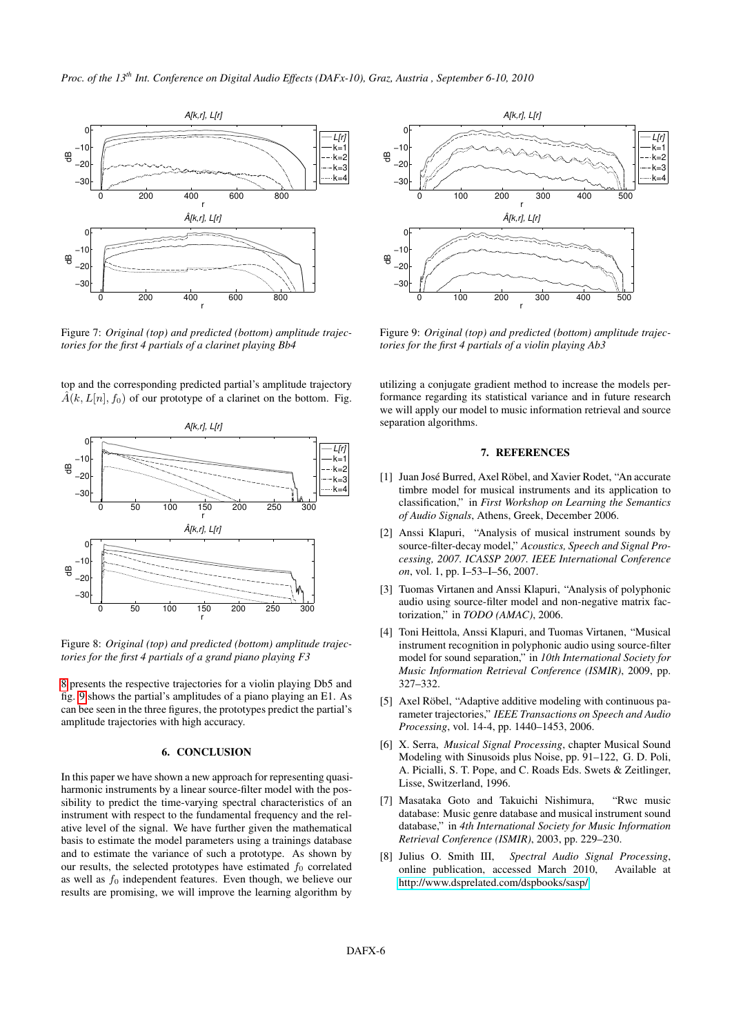A[k,r], L[r]

0
−10
−20
−30

dB

0 200 400 600 800

r

L[r]
k=1
k=2
k=3
k=4

Â[k,r], L[r]

0
−10
−20
−30

dB

0 200 400 600 800

r

Figure 7: *Original (top) and predicted (bottom) amplitude trajectories for the first 4 partials of a clarinet playing Bb4*

top and the corresponding predicted partial's amplitude trajectory $\hat{A}(k, L[n], f_0)$ of our prototype of a clarinet on the bottom. Fig.

A[k,r], L[r]

0
−10
−20
−30

dB

0 50 100 150 200 250 300

r

L[r]
k=1
k=2
k=3
k=4

Â[k,r], L[r]

0
−10
−20
−30

dB

0 50 100 150 200 250 300

r

Figure 8: *Original (top) and predicted (bottom) amplitude trajectories for the first 4 partials of a grand piano playing F3*

8 presents the respective trajectories for a violin playing Db5 and fig. 9 shows the partial's amplitudes of a piano playing an E1. As can bee seen in the three figures, the prototypes predict the partial's amplitude trajectories with high accuracy.

A[k,r], L[r]

0
−10
−20
−30

dB

0 100 200 300 400 500

r

L[r]
k=1
k=2
k=3
k=4

Â[k,r], L[r]

0
−10
−20
−30

dB

0 100 200 300 400 500

r

Figure 9: *Original (top) and predicted (bottom) amplitude trajectories for the first 4 partials of a violin playing Ab3*

## 6. CONCLUSION

In this paper we have shown a new approach for representing quasi-harmonic instruments by a linear source-filter model with the possibility to predict the time-varying spectral characteristics of an instrument with respect to the fundamental frequency and the relative level of the signal. We have further given the mathematical basis to estimate the model parameters using a trainings database and to estimate the variance of such a prototype. As shown by our results, the selected prototypes have estimated $f_0$ correlated as well as $f_0$ independent features. Even though, we believe our results are promising, we will improve the learning algorithm by utilizing a conjugate gradient method to increase the models performance regarding its statistical variance and in future research we will apply our model to music information retrieval and source separation algorithms.

## 7. REFERENCES

[1] Juan José Burred, Axel Röbel, and Xavier Rodet, "An accurate timbre model for musical instruments and its application to classification," in *First Workshop on Learning the Semantics of Audio Signals*, Athens, Greek, December 2006.

[2] Anssi Klapuri, "Analysis of musical instrument sounds by source-filter-decay model," *Acoustics, Speech and Signal Processing, 2007. ICASSP 2007. IEEE International Conference on*, vol. 1, pp. I–53–I–56, 2007.

[3] Tuomas Virtanen and Anssi Klapuri, "Analysis of polyphonic audio using source-filter model and non-negative matrix factorization," in *TODO (AMAC)*, 2006.

[4] Toni Heittola, Anssi Klapuri, and Tuomas Virtanen, "Musical instrument recognition in polyphonic audio using source-filter model for sound separation," in *10th International Society for Music Information Retrieval Conference (ISMIR)*, 2009, pp. 327–332.

[5] Axel Röbel, "Adaptive additive modeling with continuous parameter trajectories," *IEEE Transactions on Speech and Audio Processing*, vol. 14-4, pp. 1440–1453, 2006.

[6] X. Serra, *Musical Signal Processing*, chapter Musical Sound Modeling with Sinusoids plus Noise, pp. 91–122, G. D. Poli, A. Picialli, S. T. Pope, and C. Roads Eds. Swets & Zeitlinger, Lisse, Switzerland, 1996.

[7] Masataka Goto and Takuichi Nishimura, "Rwc music database: Music genre database and musical instrument sound database," in *4th International Society for Music Information Retrieval Conference (ISMIR)*, 2003, pp. 229–230.

[8] Julius O. Smith III, *Spectral Audio Signal Processing*, online publication, accessed March 2010, Available at http://www.dsprelated.com/dspbooks/sasp/.